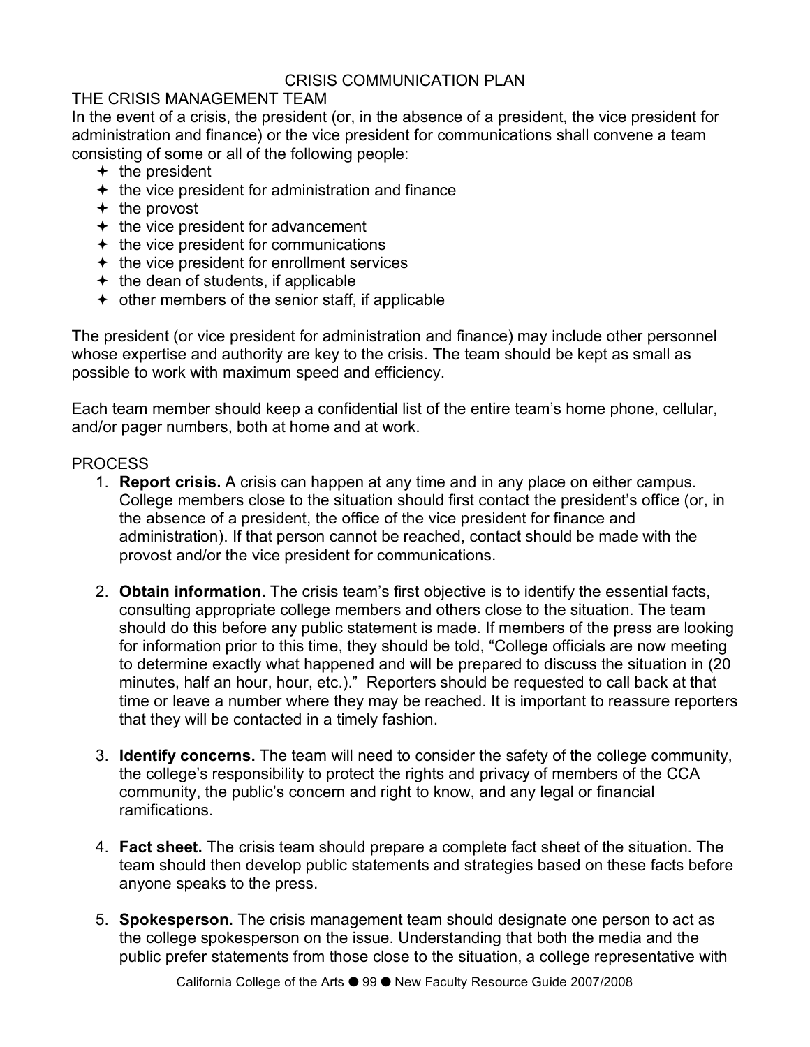# CRISIS COMMUNICATION PLAN

## THE CRISIS MANAGEMENT TEAM

In the event of a crisis, the president (or, in the absence of a president, the vice president for administration and finance) or the vice president for communications shall convene a team consisting of some or all of the following people:

- the president
- the vice president for administration and finance
- the provost
- the vice president for advancement
- the vice president for communications
- the vice president for enrollment services
- the dean of students, if applicable
- other members of the senior staff, if applicable

The president (or vice president for administration and finance) may include other personnel whose expertise and authority are key to the crisis. The team should be kept as small as possible to work with maximum speed and efficiency.

Each team member should keep a confidential list of the entire team's home phone, cellular, and/or pager numbers, both at home and at work.

## PROCESS

1. **Report crisis.** A crisis can happen at any time and in any place on either campus. College members close to the situation should first contact the president's office (or, in the absence of a president, the office of the vice president for finance and administration). If that person cannot be reached, contact should be made with the provost and/or the vice president for communications.

2. **Obtain information.** The crisis team's first objective is to identify the essential facts, consulting appropriate college members and others close to the situation. The team should do this before any public statement is made. If members of the press are looking for information prior to this time, they should be told, "College officials are now meeting to determine exactly what happened and will be prepared to discuss the situation in (20 minutes, half an hour, hour, etc.)." Reporters should be requested to call back at that time or leave a number where they may be reached. It is important to reassure reporters that they will be contacted in a timely fashion.

3. **Identify concerns.** The team will need to consider the safety of the college community, the college's responsibility to protect the rights and privacy of members of the CCA community, the public's concern and right to know, and any legal or financial ramifications.

4. **Fact sheet.** The crisis team should prepare a complete fact sheet of the situation. The team should then develop public statements and strategies based on these facts before anyone speaks to the press.

5. **Spokesperson.** The crisis management team should designate one person to act as the college spokesperson on the issue. Understanding that both the media and the public prefer statements from those close to the situation, a college representative with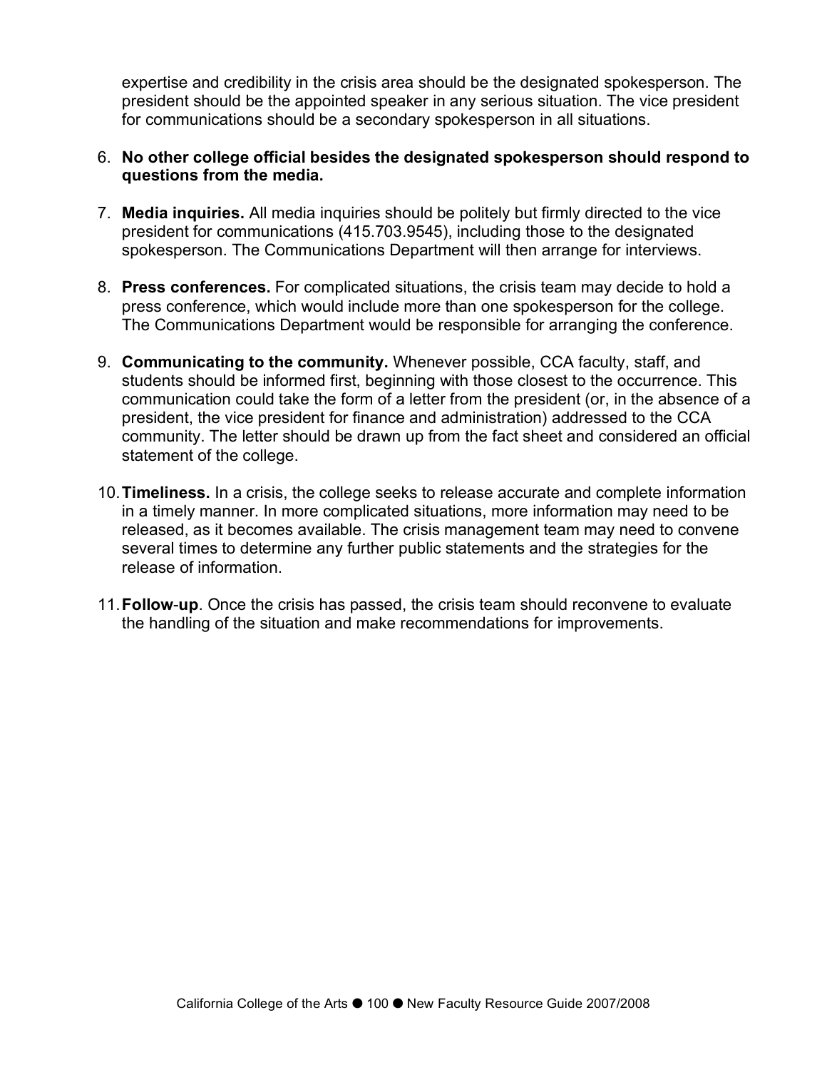expertise and credibility in the crisis area should be the designated spokesperson. The president should be the appointed speaker in any serious situation. The vice president for communications should be a secondary spokesperson in all situations.

6. **No other college official besides the designated spokesperson should respond to questions from the media.**

7. **Media inquiries.** All media inquiries should be politely but firmly directed to the vice president for communications (415.703.9545), including those to the designated spokesperson. The Communications Department will then arrange for interviews.

8. **Press conferences.** For complicated situations, the crisis team may decide to hold a press conference, which would include more than one spokesperson for the college. The Communications Department would be responsible for arranging the conference.

9. **Communicating to the community.** Whenever possible, CCA faculty, staff, and students should be informed first, beginning with those closest to the occurrence. This communication could take the form of a letter from the president (or, in the absence of a president, the vice president for finance and administration) addressed to the CCA community. The letter should be drawn up from the fact sheet and considered an official statement of the college.

10. **Timeliness.** In a crisis, the college seeks to release accurate and complete information in a timely manner. In more complicated situations, more information may need to be released, as it becomes available. The crisis management team may need to convene several times to determine any further public statements and the strategies for the release of information.

11. **Follow-up**. Once the crisis has passed, the crisis team should reconvene to evaluate the handling of the situation and make recommendations for improvements.